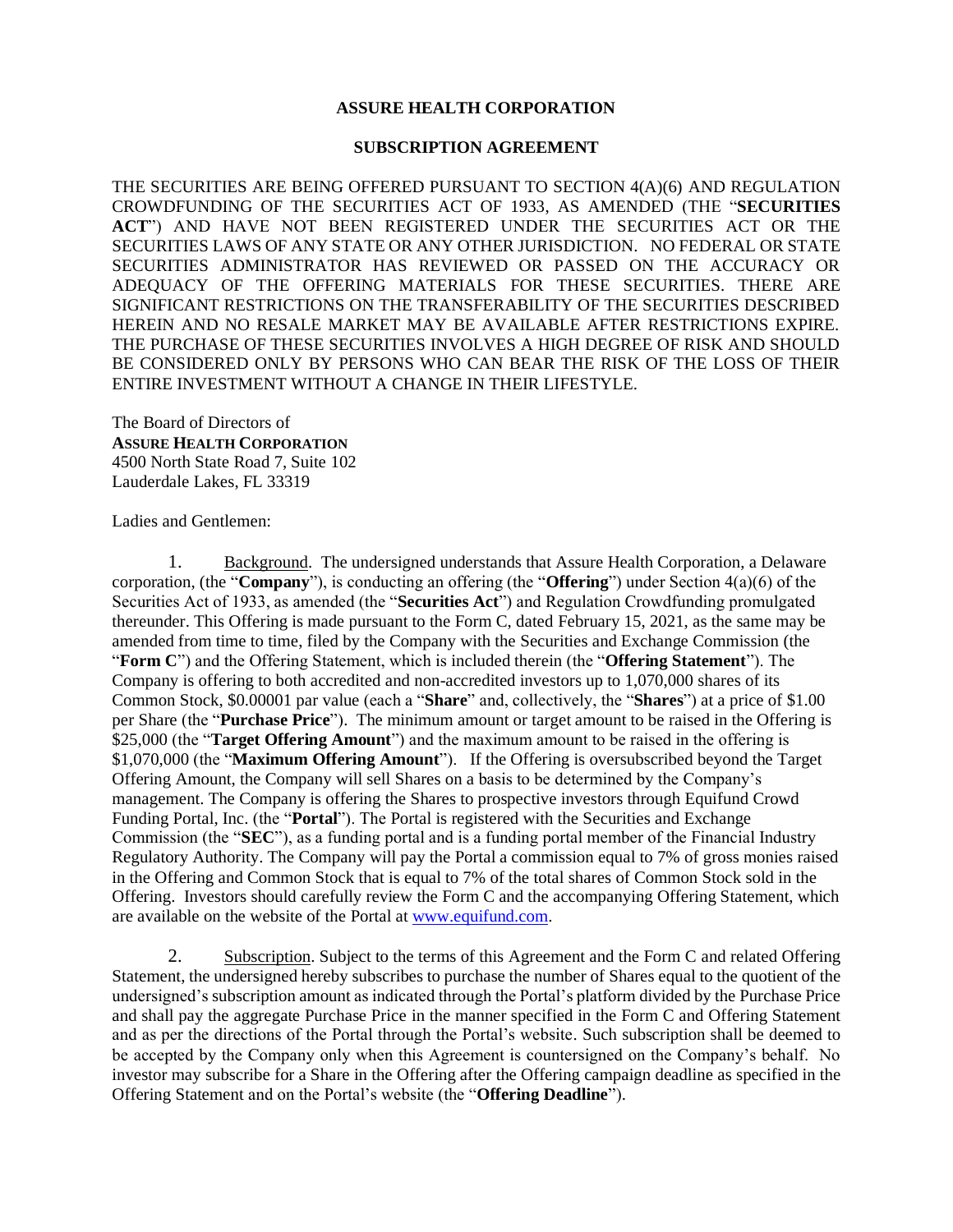**ASSURE HEALTH CORPORATION**

**SUBSCRIPTION AGREEMENT**

THE SECURITIES ARE BEING OFFERED PURSUANT TO SECTION 4(A)(6) AND REGULATION CROWDFUNDING OF THE SECURITIES ACT OF 1933, AS AMENDED (THE "**SECURITIES ACT**") AND HAVE NOT BEEN REGISTERED UNDER THE SECURITIES ACT OR THE SECURITIES LAWS OF ANY STATE OR ANY OTHER JURISDICTION. NO FEDERAL OR STATE SECURITIES ADMINISTRATOR HAS REVIEWED OR PASSED ON THE ACCURACY OR ADEQUACY OF THE OFFERING MATERIALS FOR THESE SECURITIES. THERE ARE SIGNIFICANT RESTRICTIONS ON THE TRANSFERABILITY OF THE SECURITIES DESCRIBED HEREIN AND NO RESALE MARKET MAY BE AVAILABLE AFTER RESTRICTIONS EXPIRE. THE PURCHASE OF THESE SECURITIES INVOLVES A HIGH DEGREE OF RISK AND SHOULD BE CONSIDERED ONLY BY PERSONS WHO CAN BEAR THE RISK OF THE LOSS OF THEIR ENTIRE INVESTMENT WITHOUT A CHANGE IN THEIR LIFESTYLE.

The Board of Directors of
**ASSURE HEALTH CORPORATION**
4500 North State Road 7, Suite 102
Lauderdale Lakes, FL 33319

Ladies and Gentlemen:

1. Background. The undersigned understands that Assure Health Corporation, a Delaware corporation, (the "**Company**"), is conducting an offering (the "**Offering**") under Section 4(a)(6) of the Securities Act of 1933, as amended (the "**Securities Act**") and Regulation Crowdfunding promulgated thereunder. This Offering is made pursuant to the Form C, dated February 15, 2021, as the same may be amended from time to time, filed by the Company with the Securities and Exchange Commission (the "**Form C**") and the Offering Statement, which is included therein (the "**Offering Statement**"). The Company is offering to both accredited and non-accredited investors up to 1,070,000 shares of its Common Stock, $0.00001 par value (each a "**Share**" and, collectively, the "**Shares**") at a price of $1.00 per Share (the "**Purchase Price**"). The minimum amount or target amount to be raised in the Offering is $25,000 (the "**Target Offering Amount**") and the maximum amount to be raised in the offering is $1,070,000 (the "**Maximum Offering Amount**"). If the Offering is oversubscribed beyond the Target Offering Amount, the Company will sell Shares on a basis to be determined by the Company's management. The Company is offering the Shares to prospective investors through Equifund Crowd Funding Portal, Inc. (the "**Portal**"). The Portal is registered with the Securities and Exchange Commission (the "**SEC**"), as a funding portal and is a funding portal member of the Financial Industry Regulatory Authority. The Company will pay the Portal a commission equal to 7% of gross monies raised in the Offering and Common Stock that is equal to 7% of the total shares of Common Stock sold in the Offering. Investors should carefully review the Form C and the accompanying Offering Statement, which are available on the website of the Portal at www.equifund.com.

2. Subscription. Subject to the terms of this Agreement and the Form C and related Offering Statement, the undersigned hereby subscribes to purchase the number of Shares equal to the quotient of the undersigned's subscription amount as indicated through the Portal's platform divided by the Purchase Price and shall pay the aggregate Purchase Price in the manner specified in the Form C and Offering Statement and as per the directions of the Portal through the Portal's website. Such subscription shall be deemed to be accepted by the Company only when this Agreement is countersigned on the Company's behalf. No investor may subscribe for a Share in the Offering after the Offering campaign deadline as specified in the Offering Statement and on the Portal's website (the "**Offering Deadline**").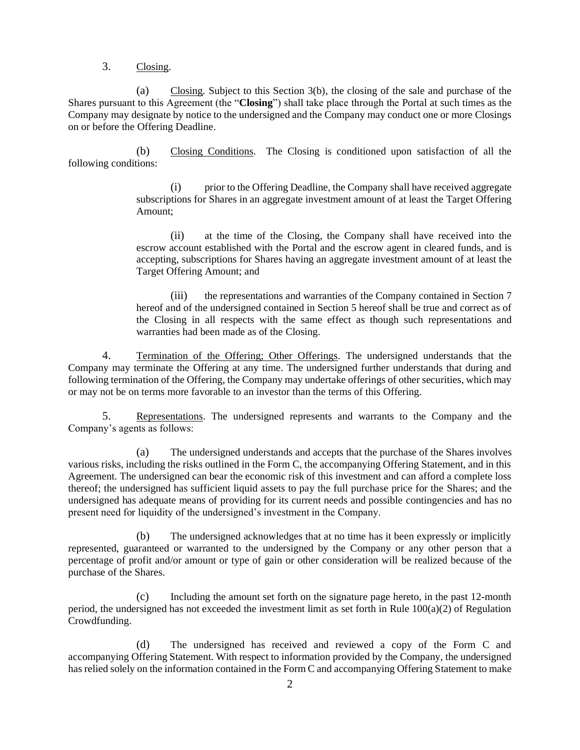3. Closing.

(a) Closing. Subject to this Section 3(b), the closing of the sale and purchase of the Shares pursuant to this Agreement (the "**Closing**") shall take place through the Portal at such times as the Company may designate by notice to the undersigned and the Company may conduct one or more Closings on or before the Offering Deadline.

(b) Closing Conditions. The Closing is conditioned upon satisfaction of all the following conditions:

(i) prior to the Offering Deadline, the Company shall have received aggregate subscriptions for Shares in an aggregate investment amount of at least the Target Offering Amount;

(ii) at the time of the Closing, the Company shall have received into the escrow account established with the Portal and the escrow agent in cleared funds, and is accepting, subscriptions for Shares having an aggregate investment amount of at least the Target Offering Amount; and

(iii) the representations and warranties of the Company contained in Section 7 hereof and of the undersigned contained in Section 5 hereof shall be true and correct as of the Closing in all respects with the same effect as though such representations and warranties had been made as of the Closing.

4. Termination of the Offering; Other Offerings. The undersigned understands that the Company may terminate the Offering at any time. The undersigned further understands that during and following termination of the Offering, the Company may undertake offerings of other securities, which may or may not be on terms more favorable to an investor than the terms of this Offering.

5. Representations. The undersigned represents and warrants to the Company and the Company's agents as follows:

(a) The undersigned understands and accepts that the purchase of the Shares involves various risks, including the risks outlined in the Form C, the accompanying Offering Statement, and in this Agreement. The undersigned can bear the economic risk of this investment and can afford a complete loss thereof; the undersigned has sufficient liquid assets to pay the full purchase price for the Shares; and the undersigned has adequate means of providing for its current needs and possible contingencies and has no present need for liquidity of the undersigned's investment in the Company.

(b) The undersigned acknowledges that at no time has it been expressly or implicitly represented, guaranteed or warranted to the undersigned by the Company or any other person that a percentage of profit and/or amount or type of gain or other consideration will be realized because of the purchase of the Shares.

(c) Including the amount set forth on the signature page hereto, in the past 12-month period, the undersigned has not exceeded the investment limit as set forth in Rule 100(a)(2) of Regulation Crowdfunding.

(d) The undersigned has received and reviewed a copy of the Form C and accompanying Offering Statement. With respect to information provided by the Company, the undersigned has relied solely on the information contained in the Form C and accompanying Offering Statement to make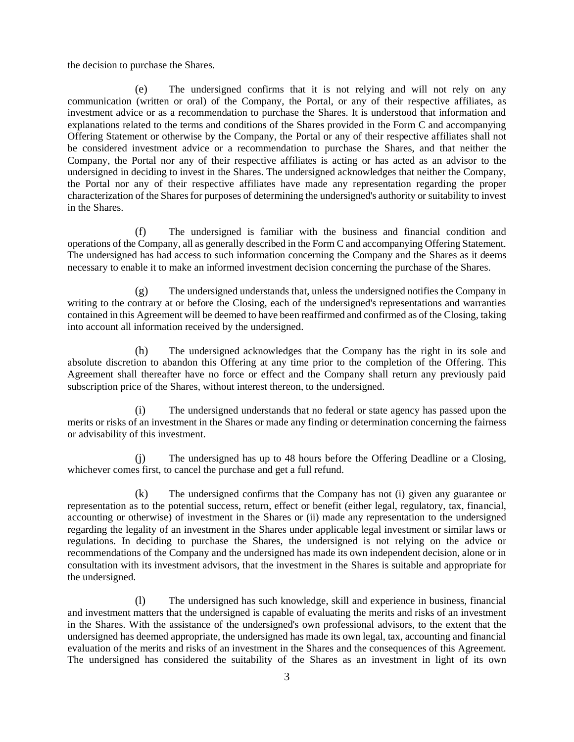the decision to purchase the Shares.

(e) The undersigned confirms that it is not relying and will not rely on any communication (written or oral) of the Company, the Portal, or any of their respective affiliates, as investment advice or as a recommendation to purchase the Shares. It is understood that information and explanations related to the terms and conditions of the Shares provided in the Form C and accompanying Offering Statement or otherwise by the Company, the Portal or any of their respective affiliates shall not be considered investment advice or a recommendation to purchase the Shares, and that neither the Company, the Portal nor any of their respective affiliates is acting or has acted as an advisor to the undersigned in deciding to invest in the Shares. The undersigned acknowledges that neither the Company, the Portal nor any of their respective affiliates have made any representation regarding the proper characterization of the Shares for purposes of determining the undersigned's authority or suitability to invest in the Shares.

(f) The undersigned is familiar with the business and financial condition and operations of the Company, all as generally described in the Form C and accompanying Offering Statement. The undersigned has had access to such information concerning the Company and the Shares as it deems necessary to enable it to make an informed investment decision concerning the purchase of the Shares.

(g) The undersigned understands that, unless the undersigned notifies the Company in writing to the contrary at or before the Closing, each of the undersigned's representations and warranties contained in this Agreement will be deemed to have been reaffirmed and confirmed as of the Closing, taking into account all information received by the undersigned.

(h) The undersigned acknowledges that the Company has the right in its sole and absolute discretion to abandon this Offering at any time prior to the completion of the Offering. This Agreement shall thereafter have no force or effect and the Company shall return any previously paid subscription price of the Shares, without interest thereon, to the undersigned.

(i) The undersigned understands that no federal or state agency has passed upon the merits or risks of an investment in the Shares or made any finding or determination concerning the fairness or advisability of this investment.

(j) The undersigned has up to 48 hours before the Offering Deadline or a Closing, whichever comes first, to cancel the purchase and get a full refund.

(k) The undersigned confirms that the Company has not (i) given any guarantee or representation as to the potential success, return, effect or benefit (either legal, regulatory, tax, financial, accounting or otherwise) of investment in the Shares or (ii) made any representation to the undersigned regarding the legality of an investment in the Shares under applicable legal investment or similar laws or regulations. In deciding to purchase the Shares, the undersigned is not relying on the advice or recommendations of the Company and the undersigned has made its own independent decision, alone or in consultation with its investment advisors, that the investment in the Shares is suitable and appropriate for the undersigned.

(l) The undersigned has such knowledge, skill and experience in business, financial and investment matters that the undersigned is capable of evaluating the merits and risks of an investment in the Shares. With the assistance of the undersigned's own professional advisors, to the extent that the undersigned has deemed appropriate, the undersigned has made its own legal, tax, accounting and financial evaluation of the merits and risks of an investment in the Shares and the consequences of this Agreement. The undersigned has considered the suitability of the Shares as an investment in light of its own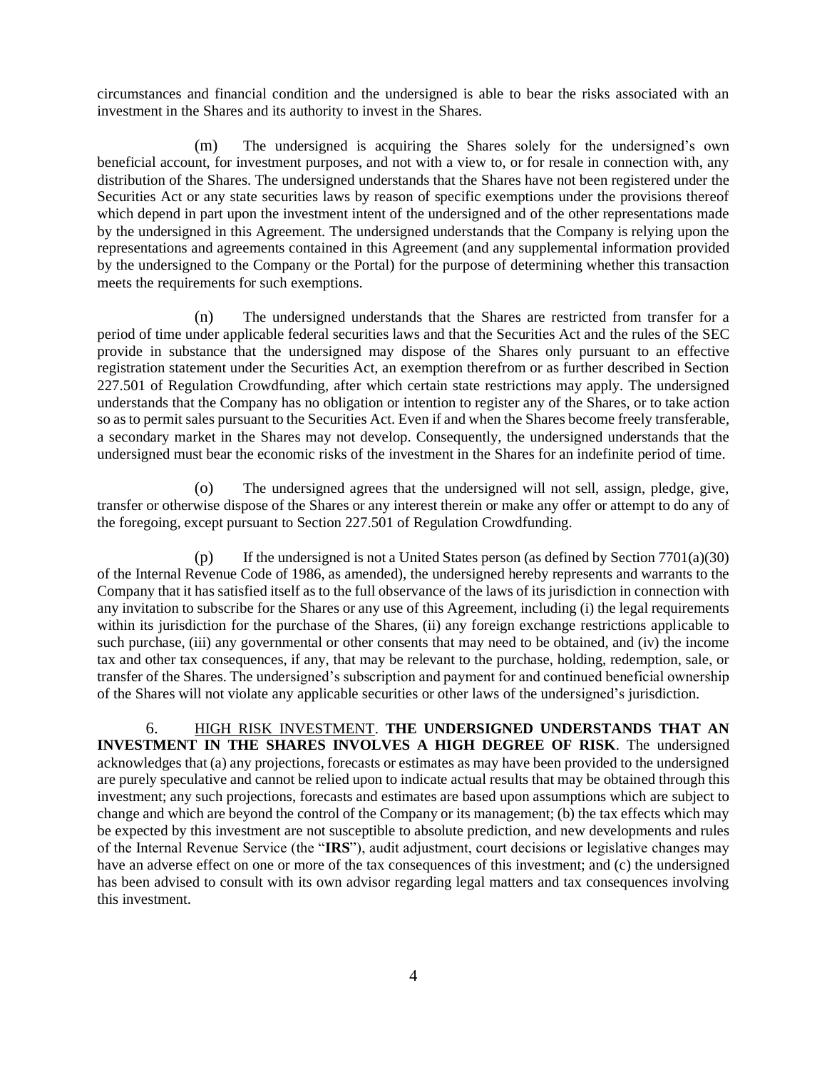circumstances and financial condition and the undersigned is able to bear the risks associated with an investment in the Shares and its authority to invest in the Shares.

(m) The undersigned is acquiring the Shares solely for the undersigned's own beneficial account, for investment purposes, and not with a view to, or for resale in connection with, any distribution of the Shares. The undersigned understands that the Shares have not been registered under the Securities Act or any state securities laws by reason of specific exemptions under the provisions thereof which depend in part upon the investment intent of the undersigned and of the other representations made by the undersigned in this Agreement. The undersigned understands that the Company is relying upon the representations and agreements contained in this Agreement (and any supplemental information provided by the undersigned to the Company or the Portal) for the purpose of determining whether this transaction meets the requirements for such exemptions.

(n) The undersigned understands that the Shares are restricted from transfer for a period of time under applicable federal securities laws and that the Securities Act and the rules of the SEC provide in substance that the undersigned may dispose of the Shares only pursuant to an effective registration statement under the Securities Act, an exemption therefrom or as further described in Section 227.501 of Regulation Crowdfunding, after which certain state restrictions may apply. The undersigned understands that the Company has no obligation or intention to register any of the Shares, or to take action so as to permit sales pursuant to the Securities Act. Even if and when the Shares become freely transferable, a secondary market in the Shares may not develop. Consequently, the undersigned understands that the undersigned must bear the economic risks of the investment in the Shares for an indefinite period of time.

(o) The undersigned agrees that the undersigned will not sell, assign, pledge, give, transfer or otherwise dispose of the Shares or any interest therein or make any offer or attempt to do any of the foregoing, except pursuant to Section 227.501 of Regulation Crowdfunding.

(p) If the undersigned is not a United States person (as defined by Section 7701(a)(30) of the Internal Revenue Code of 1986, as amended), the undersigned hereby represents and warrants to the Company that it has satisfied itself as to the full observance of the laws of its jurisdiction in connection with any invitation to subscribe for the Shares or any use of this Agreement, including (i) the legal requirements within its jurisdiction for the purchase of the Shares, (ii) any foreign exchange restrictions applicable to such purchase, (iii) any governmental or other consents that may need to be obtained, and (iv) the income tax and other tax consequences, if any, that may be relevant to the purchase, holding, redemption, sale, or transfer of the Shares. The undersigned's subscription and payment for and continued beneficial ownership of the Shares will not violate any applicable securities or other laws of the undersigned's jurisdiction.

6. HIGH RISK INVESTMENT. **THE UNDERSIGNED UNDERSTANDS THAT AN INVESTMENT IN THE SHARES INVOLVES A HIGH DEGREE OF RISK**. The undersigned acknowledges that (a) any projections, forecasts or estimates as may have been provided to the undersigned are purely speculative and cannot be relied upon to indicate actual results that may be obtained through this investment; any such projections, forecasts and estimates are based upon assumptions which are subject to change and which are beyond the control of the Company or its management; (b) the tax effects which may be expected by this investment are not susceptible to absolute prediction, and new developments and rules of the Internal Revenue Service (the "**IRS**"), audit adjustment, court decisions or legislative changes may have an adverse effect on one or more of the tax consequences of this investment; and (c) the undersigned has been advised to consult with its own advisor regarding legal matters and tax consequences involving this investment.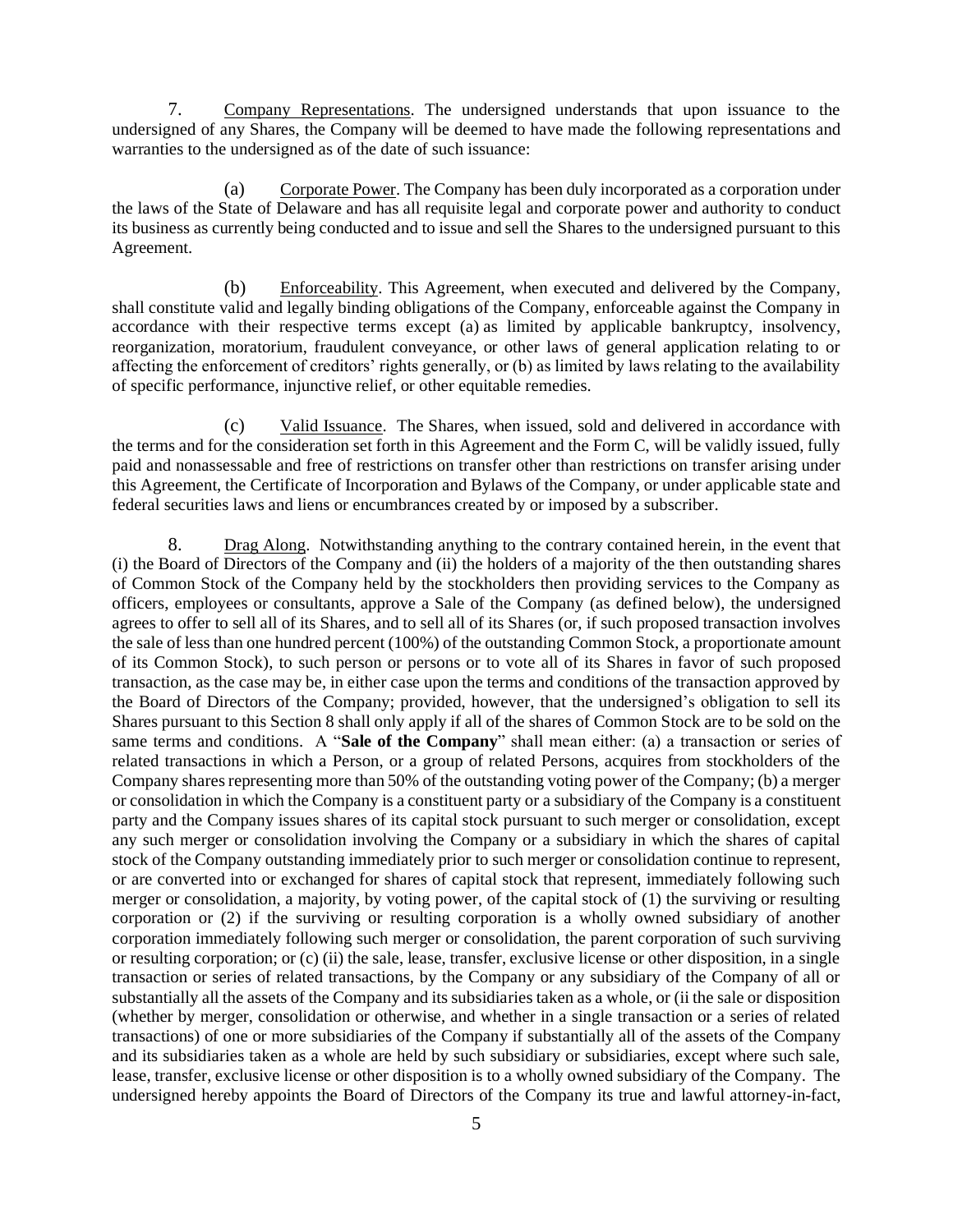7. Company Representations. The undersigned understands that upon issuance to the undersigned of any Shares, the Company will be deemed to have made the following representations and warranties to the undersigned as of the date of such issuance:

(a) Corporate Power. The Company has been duly incorporated as a corporation under the laws of the State of Delaware and has all requisite legal and corporate power and authority to conduct its business as currently being conducted and to issue and sell the Shares to the undersigned pursuant to this Agreement.

(b) Enforceability. This Agreement, when executed and delivered by the Company, shall constitute valid and legally binding obligations of the Company, enforceable against the Company in accordance with their respective terms except (a) as limited by applicable bankruptcy, insolvency, reorganization, moratorium, fraudulent conveyance, or other laws of general application relating to or affecting the enforcement of creditors' rights generally, or (b) as limited by laws relating to the availability of specific performance, injunctive relief, or other equitable remedies.

(c) Valid Issuance. The Shares, when issued, sold and delivered in accordance with the terms and for the consideration set forth in this Agreement and the Form C, will be validly issued, fully paid and nonassessable and free of restrictions on transfer other than restrictions on transfer arising under this Agreement, the Certificate of Incorporation and Bylaws of the Company, or under applicable state and federal securities laws and liens or encumbrances created by or imposed by a subscriber.

8. Drag Along. Notwithstanding anything to the contrary contained herein, in the event that (i) the Board of Directors of the Company and (ii) the holders of a majority of the then outstanding shares of Common Stock of the Company held by the stockholders then providing services to the Company as officers, employees or consultants, approve a Sale of the Company (as defined below), the undersigned agrees to offer to sell all of its Shares, and to sell all of its Shares (or, if such proposed transaction involves the sale of less than one hundred percent (100%) of the outstanding Common Stock, a proportionate amount of its Common Stock), to such person or persons or to vote all of its Shares in favor of such proposed transaction, as the case may be, in either case upon the terms and conditions of the transaction approved by the Board of Directors of the Company; provided, however, that the undersigned's obligation to sell its Shares pursuant to this Section 8 shall only apply if all of the shares of Common Stock are to be sold on the same terms and conditions. A "**Sale of the Company**" shall mean either: (a) a transaction or series of related transactions in which a Person, or a group of related Persons, acquires from stockholders of the Company shares representing more than 50% of the outstanding voting power of the Company; (b) a merger or consolidation in which the Company is a constituent party or a subsidiary of the Company is a constituent party and the Company issues shares of its capital stock pursuant to such merger or consolidation, except any such merger or consolidation involving the Company or a subsidiary in which the shares of capital stock of the Company outstanding immediately prior to such merger or consolidation continue to represent, or are converted into or exchanged for shares of capital stock that represent, immediately following such merger or consolidation, a majority, by voting power, of the capital stock of (1) the surviving or resulting corporation or (2) if the surviving or resulting corporation is a wholly owned subsidiary of another corporation immediately following such merger or consolidation, the parent corporation of such surviving or resulting corporation; or (c) (ii) the sale, lease, transfer, exclusive license or other disposition, in a single transaction or series of related transactions, by the Company or any subsidiary of the Company of all or substantially all the assets of the Company and its subsidiaries taken as a whole, or (ii the sale or disposition (whether by merger, consolidation or otherwise, and whether in a single transaction or a series of related transactions) of one or more subsidiaries of the Company if substantially all of the assets of the Company and its subsidiaries taken as a whole are held by such subsidiary or subsidiaries, except where such sale, lease, transfer, exclusive license or other disposition is to a wholly owned subsidiary of the Company. The undersigned hereby appoints the Board of Directors of the Company its true and lawful attorney-in-fact,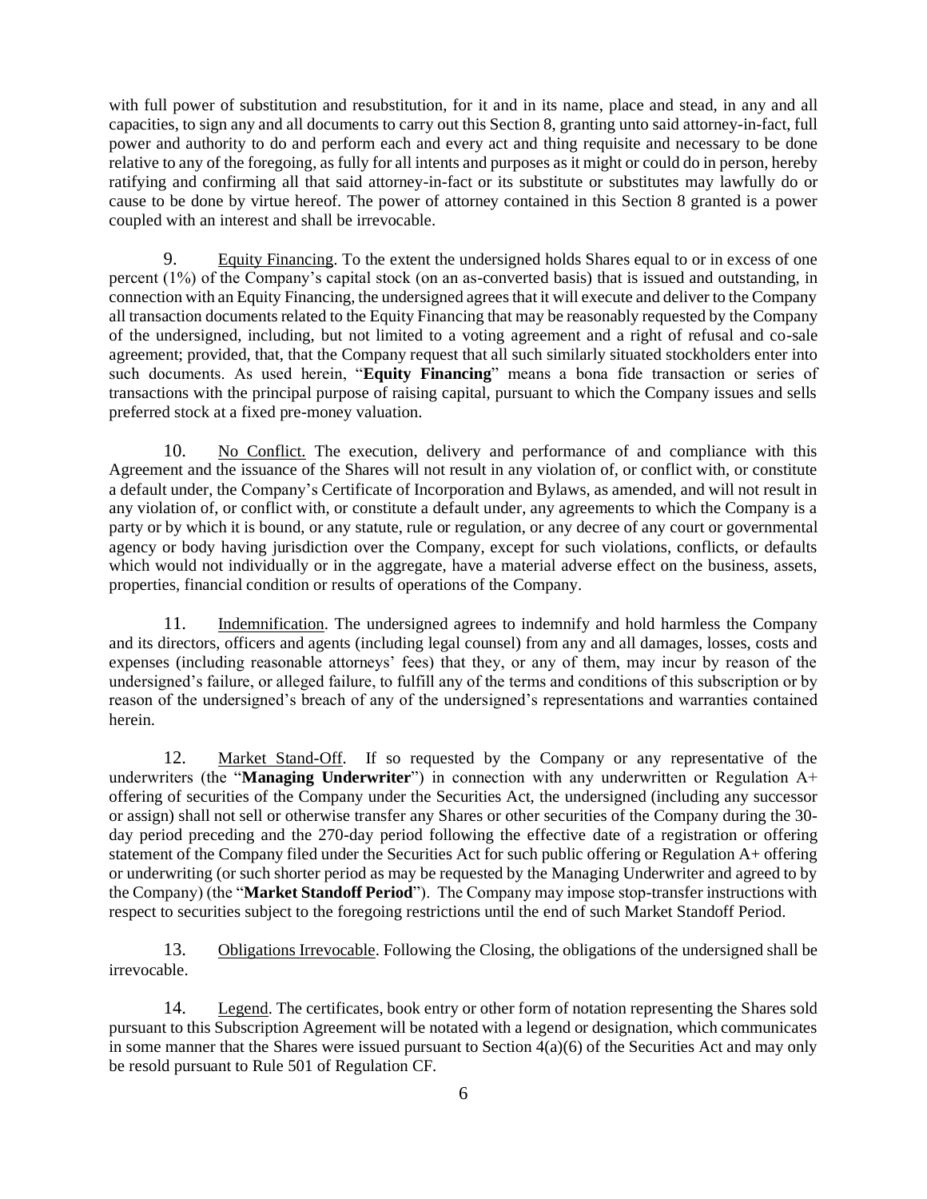with full power of substitution and resubstitution, for it and in its name, place and stead, in any and all capacities, to sign any and all documents to carry out this Section 8, granting unto said attorney-in-fact, full power and authority to do and perform each and every act and thing requisite and necessary to be done relative to any of the foregoing, as fully for all intents and purposes as it might or could do in person, hereby ratifying and confirming all that said attorney-in-fact or its substitute or substitutes may lawfully do or cause to be done by virtue hereof. The power of attorney contained in this Section 8 granted is a power coupled with an interest and shall be irrevocable.

9. Equity Financing. To the extent the undersigned holds Shares equal to or in excess of one percent (1%) of the Company's capital stock (on an as-converted basis) that is issued and outstanding, in connection with an Equity Financing, the undersigned agrees that it will execute and deliver to the Company all transaction documents related to the Equity Financing that may be reasonably requested by the Company of the undersigned, including, but not limited to a voting agreement and a right of refusal and co-sale agreement; provided, that, that the Company request that all such similarly situated stockholders enter into such documents. As used herein, "**Equity Financing**" means a bona fide transaction or series of transactions with the principal purpose of raising capital, pursuant to which the Company issues and sells preferred stock at a fixed pre-money valuation.

10. No Conflict. The execution, delivery and performance of and compliance with this Agreement and the issuance of the Shares will not result in any violation of, or conflict with, or constitute a default under, the Company's Certificate of Incorporation and Bylaws, as amended, and will not result in any violation of, or conflict with, or constitute a default under, any agreements to which the Company is a party or by which it is bound, or any statute, rule or regulation, or any decree of any court or governmental agency or body having jurisdiction over the Company, except for such violations, conflicts, or defaults which would not individually or in the aggregate, have a material adverse effect on the business, assets, properties, financial condition or results of operations of the Company.

11. Indemnification. The undersigned agrees to indemnify and hold harmless the Company and its directors, officers and agents (including legal counsel) from any and all damages, losses, costs and expenses (including reasonable attorneys' fees) that they, or any of them, may incur by reason of the undersigned's failure, or alleged failure, to fulfill any of the terms and conditions of this subscription or by reason of the undersigned's breach of any of the undersigned's representations and warranties contained herein.

12. Market Stand-Off. If so requested by the Company or any representative of the underwriters (the "**Managing Underwriter**") in connection with any underwritten or Regulation A+ offering of securities of the Company under the Securities Act, the undersigned (including any successor or assign) shall not sell or otherwise transfer any Shares or other securities of the Company during the 30-day period preceding and the 270-day period following the effective date of a registration or offering statement of the Company filed under the Securities Act for such public offering or Regulation A+ offering or underwriting (or such shorter period as may be requested by the Managing Underwriter and agreed to by the Company) (the "**Market Standoff Period**"). The Company may impose stop-transfer instructions with respect to securities subject to the foregoing restrictions until the end of such Market Standoff Period.

13. Obligations Irrevocable. Following the Closing, the obligations of the undersigned shall be irrevocable.

14. Legend. The certificates, book entry or other form of notation representing the Shares sold pursuant to this Subscription Agreement will be notated with a legend or designation, which communicates in some manner that the Shares were issued pursuant to Section 4(a)(6) of the Securities Act and may only be resold pursuant to Rule 501 of Regulation CF.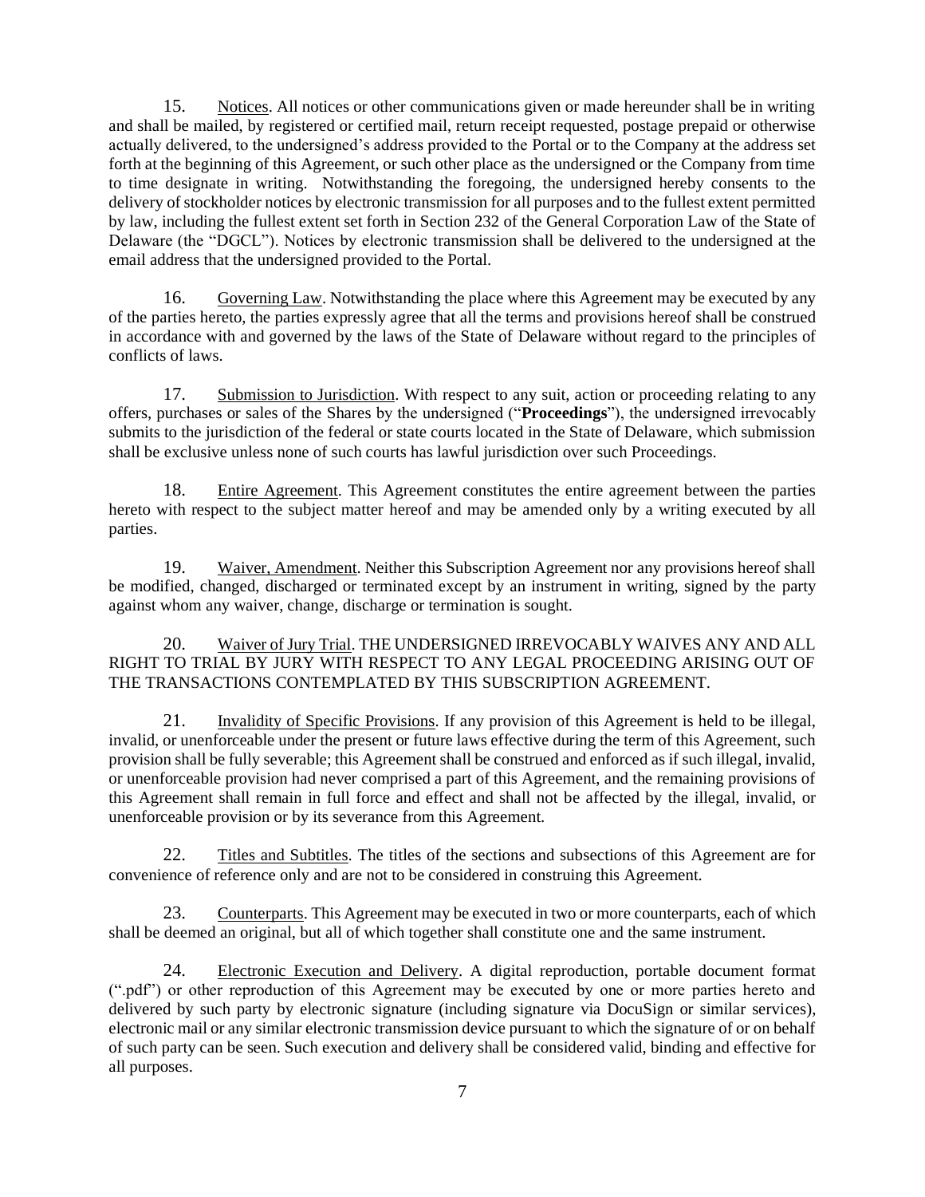15. Notices. All notices or other communications given or made hereunder shall be in writing and shall be mailed, by registered or certified mail, return receipt requested, postage prepaid or otherwise actually delivered, to the undersigned's address provided to the Portal or to the Company at the address set forth at the beginning of this Agreement, or such other place as the undersigned or the Company from time to time designate in writing. Notwithstanding the foregoing, the undersigned hereby consents to the delivery of stockholder notices by electronic transmission for all purposes and to the fullest extent permitted by law, including the fullest extent set forth in Section 232 of the General Corporation Law of the State of Delaware (the "DGCL"). Notices by electronic transmission shall be delivered to the undersigned at the email address that the undersigned provided to the Portal.

16. Governing Law. Notwithstanding the place where this Agreement may be executed by any of the parties hereto, the parties expressly agree that all the terms and provisions hereof shall be construed in accordance with and governed by the laws of the State of Delaware without regard to the principles of conflicts of laws.

17. Submission to Jurisdiction. With respect to any suit, action or proceeding relating to any offers, purchases or sales of the Shares by the undersigned ("**Proceedings**"), the undersigned irrevocably submits to the jurisdiction of the federal or state courts located in the State of Delaware, which submission shall be exclusive unless none of such courts has lawful jurisdiction over such Proceedings.

18. Entire Agreement. This Agreement constitutes the entire agreement between the parties hereto with respect to the subject matter hereof and may be amended only by a writing executed by all parties.

19. Waiver, Amendment. Neither this Subscription Agreement nor any provisions hereof shall be modified, changed, discharged or terminated except by an instrument in writing, signed by the party against whom any waiver, change, discharge or termination is sought.

20. Waiver of Jury Trial. THE UNDERSIGNED IRREVOCABLY WAIVES ANY AND ALL RIGHT TO TRIAL BY JURY WITH RESPECT TO ANY LEGAL PROCEEDING ARISING OUT OF THE TRANSACTIONS CONTEMPLATED BY THIS SUBSCRIPTION AGREEMENT.

21. Invalidity of Specific Provisions. If any provision of this Agreement is held to be illegal, invalid, or unenforceable under the present or future laws effective during the term of this Agreement, such provision shall be fully severable; this Agreement shall be construed and enforced as if such illegal, invalid, or unenforceable provision had never comprised a part of this Agreement, and the remaining provisions of this Agreement shall remain in full force and effect and shall not be affected by the illegal, invalid, or unenforceable provision or by its severance from this Agreement.

22. Titles and Subtitles. The titles of the sections and subsections of this Agreement are for convenience of reference only and are not to be considered in construing this Agreement.

23. Counterparts. This Agreement may be executed in two or more counterparts, each of which shall be deemed an original, but all of which together shall constitute one and the same instrument.

24. Electronic Execution and Delivery. A digital reproduction, portable document format (".pdf") or other reproduction of this Agreement may be executed by one or more parties hereto and delivered by such party by electronic signature (including signature via DocuSign or similar services), electronic mail or any similar electronic transmission device pursuant to which the signature of or on behalf of such party can be seen. Such execution and delivery shall be considered valid, binding and effective for all purposes.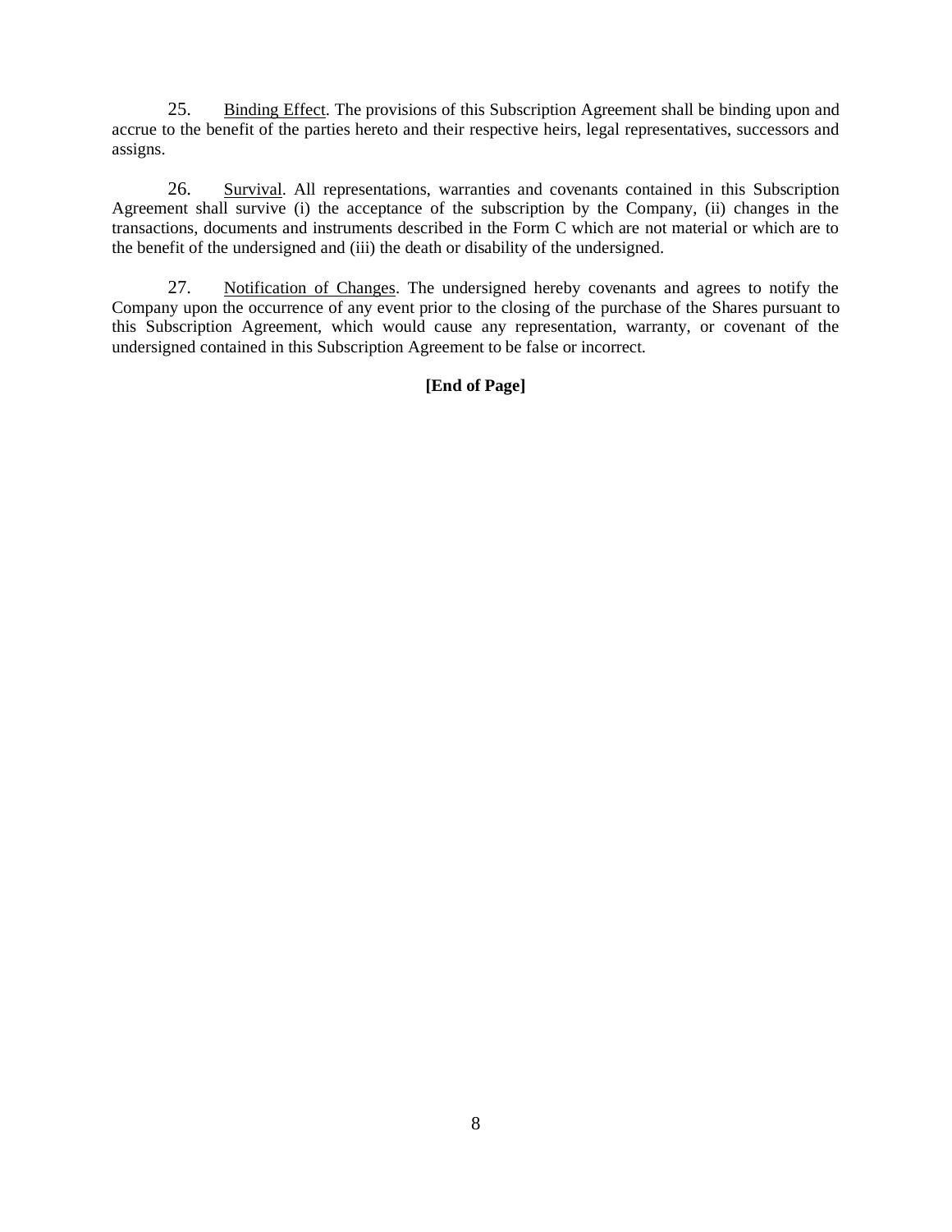25. Binding Effect. The provisions of this Subscription Agreement shall be binding upon and accrue to the benefit of the parties hereto and their respective heirs, legal representatives, successors and assigns.

26. Survival. All representations, warranties and covenants contained in this Subscription Agreement shall survive (i) the acceptance of the subscription by the Company, (ii) changes in the transactions, documents and instruments described in the Form C which are not material or which are to the benefit of the undersigned and (iii) the death or disability of the undersigned.

27. Notification of Changes. The undersigned hereby covenants and agrees to notify the Company upon the occurrence of any event prior to the closing of the purchase of the Shares pursuant to this Subscription Agreement, which would cause any representation, warranty, or covenant of the undersigned contained in this Subscription Agreement to be false or incorrect.

**[End of Page]**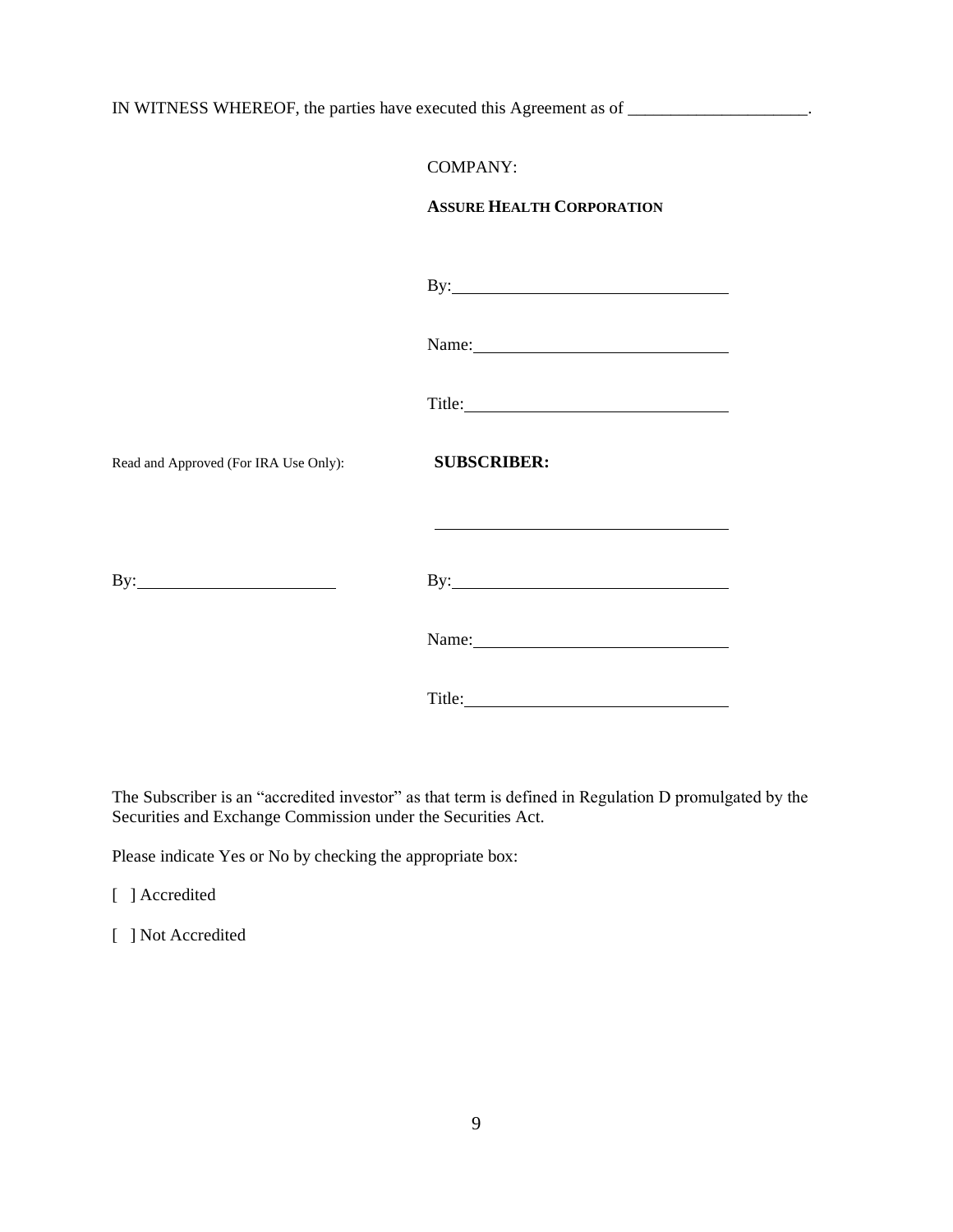IN WITNESS WHEREOF, the parties have executed this Agreement as of ____________________.

COMPANY:

**ASSURE HEALTH CORPORATION**

By: ______________________________

Name: ______________________________

Title: ______________________________

Read and Approved (For IRA Use Only):

By: ______________________

**SUBSCRIBER:**

______________________________

By: ______________________________

Name: ______________________________

Title: ______________________________

The Subscriber is an "accredited investor" as that term is defined in Regulation D promulgated by the Securities and Exchange Commission under the Securities Act.

Please indicate Yes or No by checking the appropriate box:

[ ] Accredited

[ ] Not Accredited